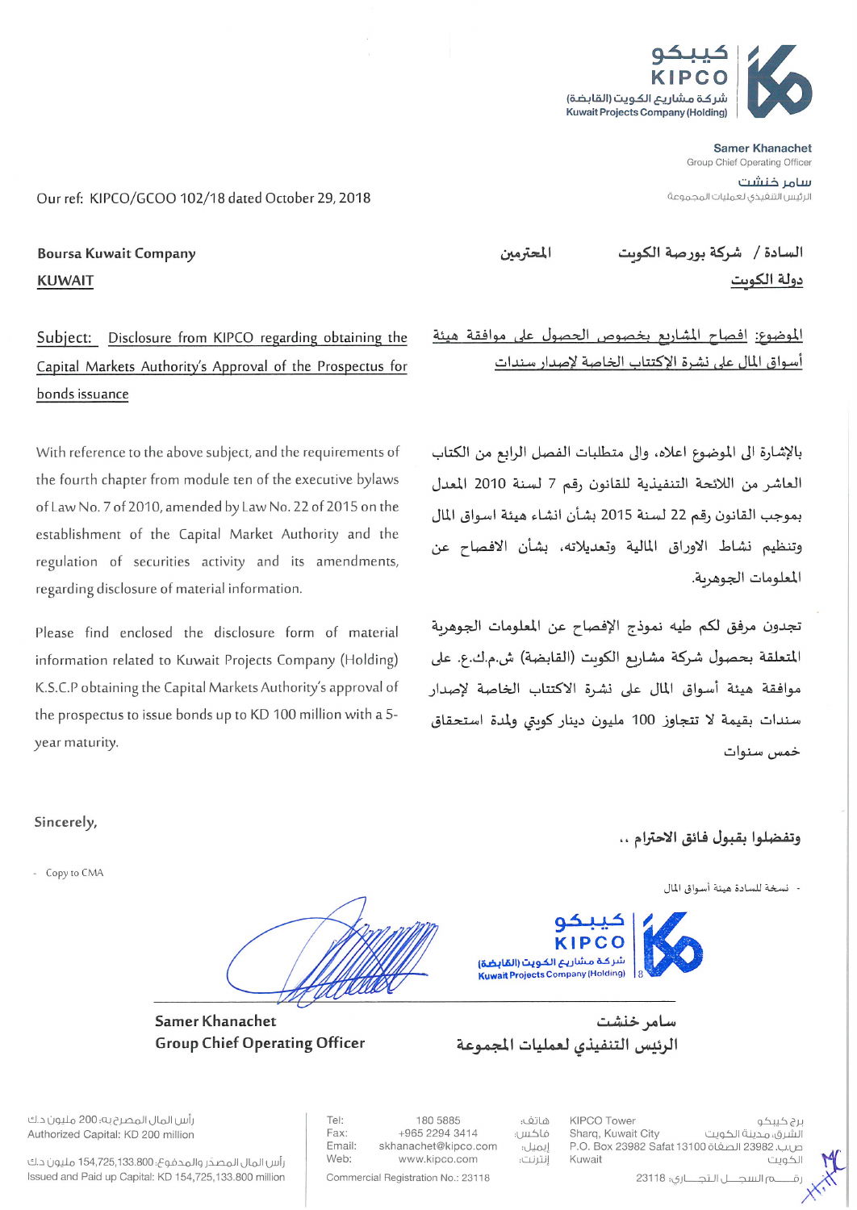كيبكو
KIPCO
شركة مشاريع الكويت (القابضة)
Kuwait Projects Company (Holding)

**Samer Khanachet**
Group Chief Operating Officer

سامر خنشت
الرئيس التنفيذي لعمليات المجموعة

Our ref: KIPCO/GCOO 102/18 dated October 29, 2018

**Boursa Kuwait Company**
**KUWAIT**

**السادة / شركة بورصة الكويت المحترمين**
**دولة الكويت**

**Subject: Disclosure from KIPCO regarding obtaining the Capital Markets Authority's Approval of the Prospectus for bonds issuance**

**الموضوع: إفصاح المشاريع بخصوص الحصول على موافقة هيئة أسواق المال على نشرة الإكتتاب الخاصة لإصدار سندات**

With reference to the above subject, and the requirements of the fourth chapter from module ten of the executive bylaws of Law No. 7 of 2010, amended by Law No. 22 of 2015 on the establishment of the Capital Market Authority and the regulation of securities activity and its amendments, regarding disclosure of material information.

بالإشارة الى الموضوع اعلاه، والى متطلبات الفصل الرابع من الكتاب العاشر من اللائحة التنفيذية للقانون رقم 7 لسنة 2010 المعدل بموجب القانون رقم 22 لسنة 2015 بشأن انشاء هيئة اسواق المال وتنظيم نشاط الاوراق المالية وتعديلاته، بشأن الافصاح عن المعلومات الجوهرية.

Please find enclosed the disclosure form of material information related to Kuwait Projects Company (Holding) K.S.C.P obtaining the Capital Markets Authority's approval of the prospectus to issue bonds up to KD 100 million with a 5-year maturity.

تجدون مرفق لكم طيه نموذج الإفصاح عن المعلومات الجوهرية المتعلقة بحصول شركة مشاريع الكويت (القابضة) ش.م.ك.ع. على موافقة هيئة أسواق المال على نشرة الاكتتاب الخاصة لإصدار سندات بقيمة لا تتجاوز 100 مليون دينار كويتي ولمدة استحقاق خمس سنوات

Sincerely,

وتفضلوا بقبول فائق الاحترام ،،

- Copy to CMA

- نسخة للسادة هيئة أسواق المال

**Samer Khanachet**
**Group Chief Operating Officer**

**سامر خنشت**
**الرئيس التنفيذي لعمليات المجموعة**

رأس المال المصرح به: 200 مليون د.ك
Authorized Capital: KD 200 million

رأس المال المصدر والمدفوع: 154,725,133.800 مليون د.ك
Issued and Paid up Capital: KD 154,725,133.800 million

| | | |
|---|---|---|
| Tel: | 180 5885 | هاتف: |
| Fax: | +965 2294 3414 | فاكس: |
| Email: | skhanachet@kipco.com | إيميل: |
| Web: | www.kipco.com | إنترنت: |

Commercial Registration No.: 23118

KIPCO Tower
Sharq, Kuwait City
P.O. Box 23982 Safat 13100
Kuwait

برج كيبكو
الشرق، مدينة الكويت
ص.ب 23982 الصفاة 13100
الكويت

رقم السجل التجاري: 23118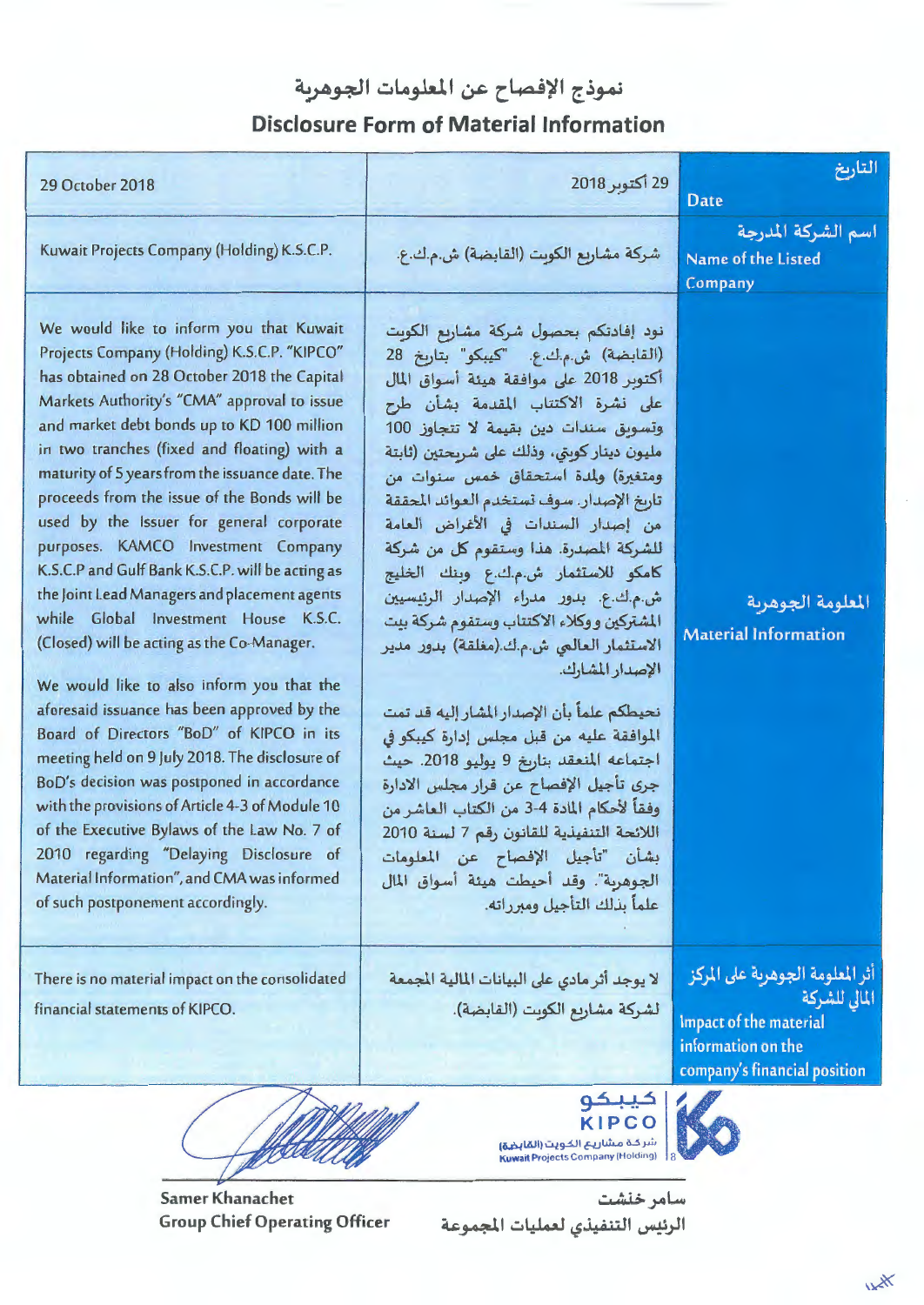# نموذج الإفصاح عن المعلومات الجوهرية
# Disclosure Form of Material Information

| | | |
|---|---|---|
| 29 October 2018 | 29 أكتوبر 2018 | التاريخ<br>Date |
| Kuwait Projects Company (Holding) K.S.C.P. | شركة مشاريع الكويت (القابضة) ش.م.ك.ع. | اسم الشركة المدرجة<br>Name of the Listed Company |
| We would like to inform you that Kuwait Projects Company (Holding) K.S.C.P. "KIPCO" has obtained on 28 October 2018 the Capital Markets Authority's "CMA" approval to issue and market debt bonds up to KD 100 million in two tranches (fixed and floating) with a maturity of 5 years from the issuance date. The proceeds from the issue of the Bonds will be used by the Issuer for general corporate purposes. KAMCO Investment Company K.S.C.P and Gulf Bank K.S.C.P. will be acting as the Joint Lead Managers and placement agents while Global Investment House K.S.C. (Closed) will be acting as the Co-Manager.<br><br>We would like to also inform you that the aforesaid issuance has been approved by the Board of Directors "BoD" of KIPCO in its meeting held on 9 July 2018. The disclosure of BoD's decision was postponed in accordance with the provisions of Article 4-3 of Module 10 of the Executive Bylaws of the Law No. 7 of 2010 regarding "Delaying Disclosure of Material Information", and CMA was informed of such postponement accordingly. | نود إفادتكم بحصول شركة مشاريع الكويت (القابضة) ش.م.ك.ع. "كيبكو" بتاريخ 28 أكتوبر 2018 على موافقة هيئة أسواق المال على نشرة الاكتتاب المقدمة بشأن طرح وتسويق سندات دين بقيمة لا تتجاوز 100 مليون دينار كويتي، وذلك على شريحتين (ثابتة ومتغيرة) ولمدة استحقاق خمس سنوات من تاريخ الإصدار. سوف تستخدم العوائد المحققة من إصدار السندات في الأغراض العامة للشركة المصدرة. هذا وستقوم كل من شركة كامكو للاستثمار ش.م.ك.ع وبنك الخليج ش.م.ك.ع. بدور مدراء الإصدار الرئيسيين المشتركين ووكلاء الاكتتاب وستقوم شركة بيت الاستثمار العالمي ش.م.ك.(مغلقة) بدور مدير الإصدار المشارك.<br><br>نحيطكم علماً بأن الإصدار المشار إليه قد تمت الموافقة عليه من قبل مجلس إدارة كيبكو في اجتماعه المنعقد بتاريخ 9 يوليو 2018. حيث جرى تأجيل الإفصاح عن قرار مجلس الادارة وفقاً لأحكام المادة 3-4 من الكتاب العاشر من اللائحة التنفيذية للقانون رقم 7 لسنة 2010 بشأن "تأجيل الإفصاح عن المعلومات الجوهرية". وقد أحيطت هيئة أسواق المال علماً بذلك التأجيل ومبرراته. | المعلومة الجوهرية<br>Material Information |
| There is no material impact on the consolidated financial statements of KIPCO. | لا يوجد أثر مادي على البيانات المالية المجمعة لشركة مشاريع الكويت (القابضة). | أثر المعلومة الجوهرية على المركز المالي للشركة<br>Impact of the material information on the company's financial position |

كيبكو
KIPCO
شركة مشاريع الكويت (القابضة)
Kuwait Projects Company (Holding)

Samer Khanachet
Group Chief Operating Officer

سامر خنشت
الرئيس التنفيذي لعمليات المجموعة